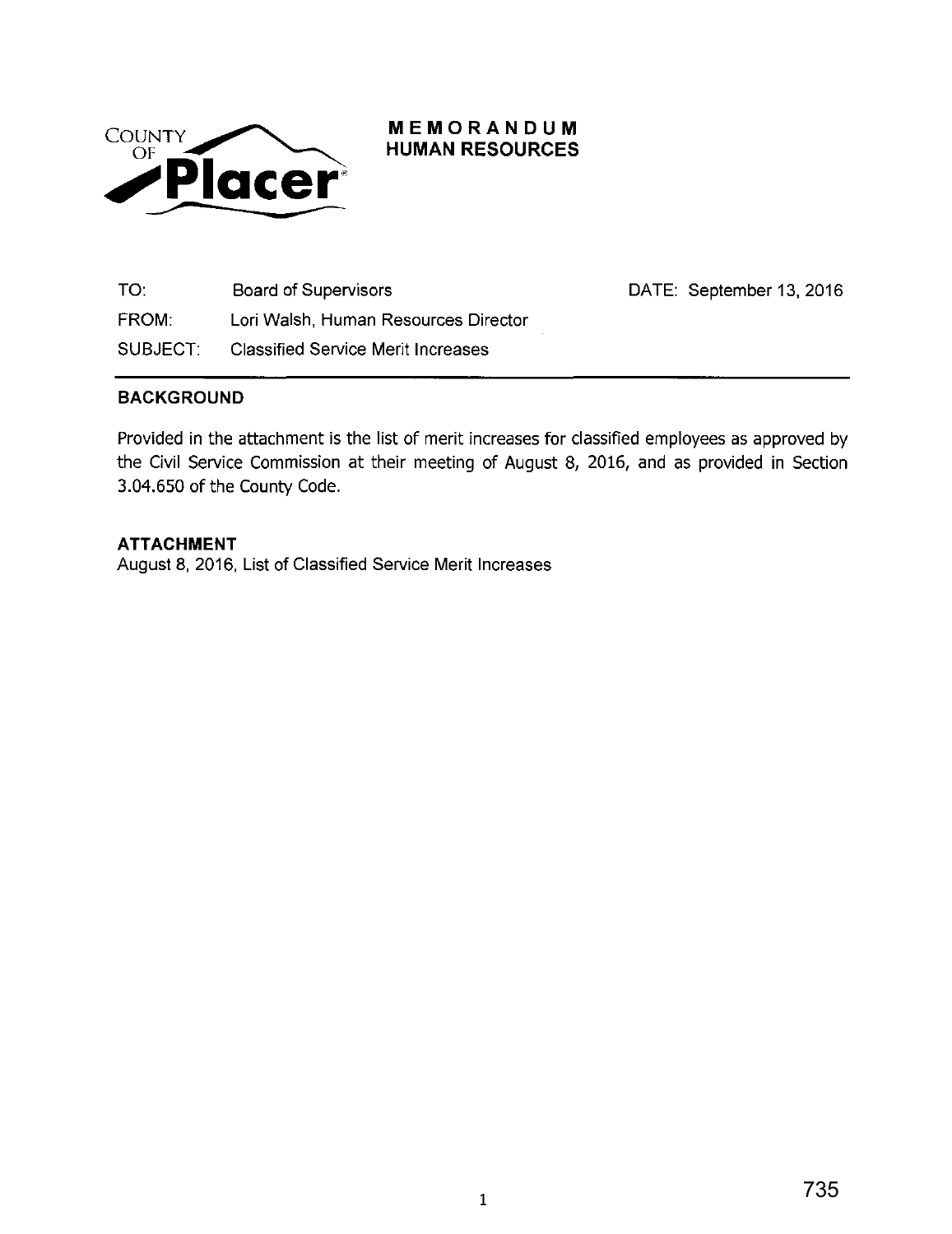# MEMORANDUM
## HUMAN RESOURCES

| | | |
|---|---|---|
| TO: | Board of Supervisors | DATE: September 13, 2016 |
| FROM: | Lori Walsh, Human Resources Director | |
| SUBJECT: | Classified Service Merit Increases | |

### BACKGROUND

Provided in the attachment is the list of merit increases for classified employees as approved by the Civil Service Commission at their meeting of August 8, 2016, and as provided in Section 3.04.650 of the County Code.

### ATTACHMENT

August 8, 2016, List of Classified Service Merit Increases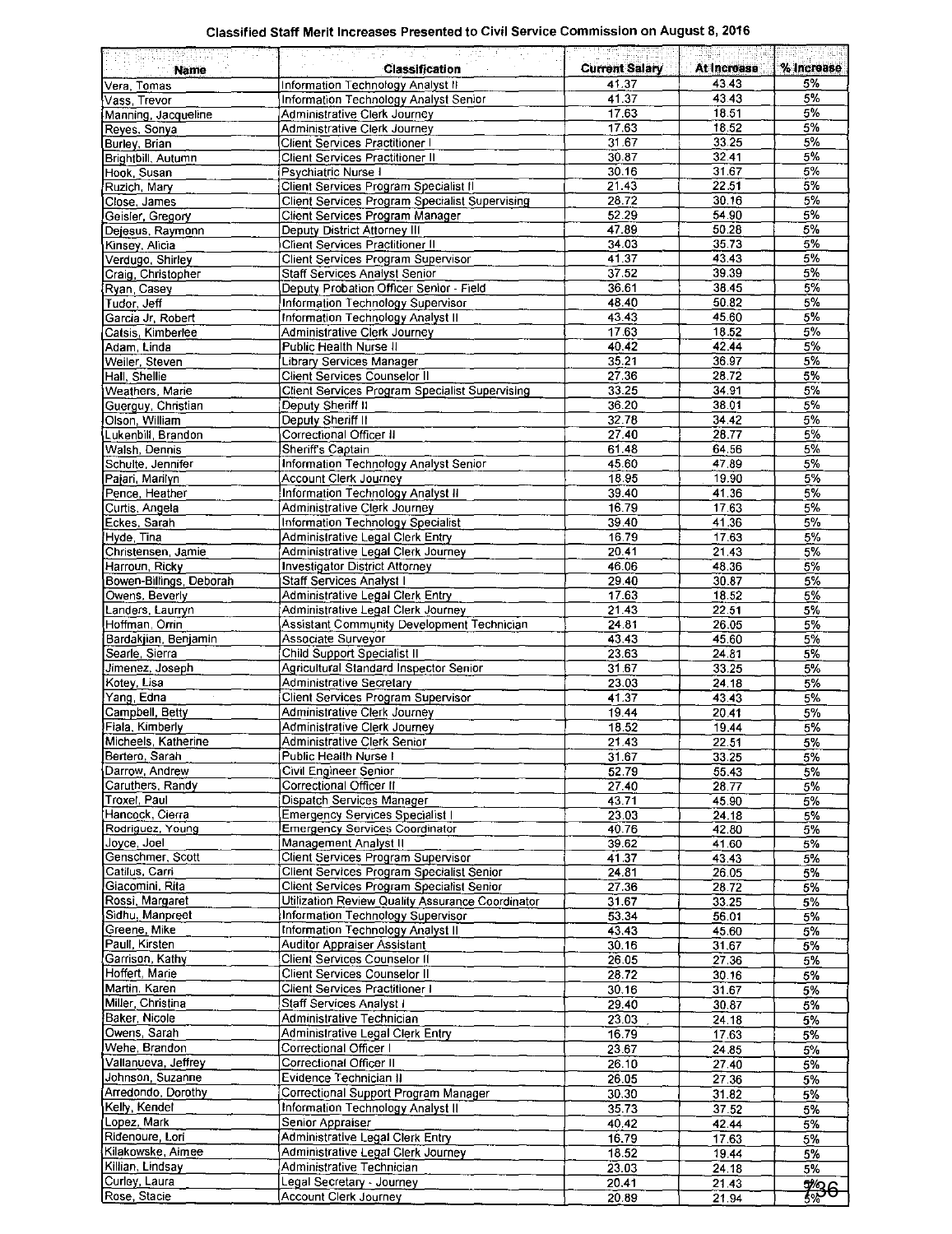# Classified Staff Merit Increases Presented to Civil Service Commission on August 8, 2016

| Name | Classification | Current Salary | At Increase | % Increase |
|---|---|---|---|---|
| Vera, Tomas | Information Technology Analyst II | 41.37 | 43.43 | 5% |
| Vass, Trevor | Information Technology Analyst Senior | 41.37 | 43.43 | 5% |
| Manning, Jacqueline | Administrative Clerk Journey | 17.63 | 18.51 | 5% |
| Reyes, Sonya | Administrative Clerk Journey | 17.63 | 18.52 | 5% |
| Burley, Brian | Client Services Practitioner I | 31.67 | 33.25 | 5% |
| Brightbill, Autumn | Client Services Practitioner II | 30.87 | 32.41 | 5% |
| Hook, Susan | Psychiatric Nurse I | 30.16 | 31.67 | 5% |
| Ruzich, Mary | Client Services Program Specialist II | 21.43 | 22.51 | 5% |
| Close, James | Client Services Program Specialist Supervising | 28.72 | 30.16 | 5% |
| Geisler, Gregory | Client Services Program Manager | 52.29 | 54.90 | 5% |
| Dejesus, Raymonn | Deputy District Attorney III | 47.89 | 50.28 | 5% |
| Kinsey, Alicia | Client Services Practitioner II | 34.03 | 35.73 | 5% |
| Verdugo, Shirley | Client Services Program Supervisor | 41.37 | 43.43 | 5% |
| Craig, Christopher | Staff Services Analyst Senior | 37.52 | 39.39 | 5% |
| Ryan, Casey | Deputy Probation Officer Senior - Field | 36.61 | 38.45 | 5% |
| Tudor, Jeff | Information Technology Supervisor | 48.40 | 50.82 | 5% |
| Garcia Jr, Robert | Information Technology Analyst II | 43.43 | 45.60 | 5% |
| Catsis, Kimberlee | Administrative Clerk Journey | 17.63 | 18.52 | 5% |
| Adam, Linda | Public Health Nurse II | 40.42 | 42.44 | 5% |
| Weiler, Steven | Library Services Manager | 35.21 | 36.97 | 5% |
| Hall, Shellie | Client Services Counselor II | 27.36 | 28.72 | 5% |
| Weathers, Marie | Client Services Program Specialist Supervising | 33.25 | 34.91 | 5% |
| Guerguy, Christian | Deputy Sheriff II | 36.20 | 38.01 | 5% |
| Olson, William | Deputy Sheriff II | 32.78 | 34.42 | 5% |
| Lukenbill, Brandon | Correctional Officer II | 27.40 | 28.77 | 5% |
| Walsh, Dennis | Sheriff's Captain | 61.48 | 64.56 | 5% |
| Schulte, Jennifer | Information Technology Analyst Senior | 45.60 | 47.89 | 5% |
| Pajari, Marilyn | Account Clerk Journey | 18.95 | 19.90 | 5% |
| Pence, Heather | Information Technology Analyst II | 39.40 | 41.36 | 5% |
| Curtis, Angela | Administrative Clerk Journey | 16.79 | 17.63 | 5% |
| Eckes, Sarah | Information Technology Specialist | 39.40 | 41.36 | 5% |
| Hyde, Tina | Administrative Legal Clerk Entry | 16.79 | 17.63 | 5% |
| Christensen, Jamie | Administrative Legal Clerk Journey | 20.41 | 21.43 | 5% |
| Harroun, Ricky | Investigator District Attorney | 46.06 | 48.36 | 5% |
| Bowen-Billings, Deborah | Staff Services Analyst I | 29.40 | 30.87 | 5% |
| Owens, Beverly | Administrative Legal Clerk Entry | 17.63 | 18.52 | 5% |
| Landers, Laurryn | Administrative Legal Clerk Journey | 21.43 | 22.51 | 5% |
| Hoffman, Orrin | Assistant Community Development Technician | 24.81 | 26.05 | 5% |
| Bardakjian, Benjamin | Associate Surveyor | 43.43 | 45.60 | 5% |
| Searle, Sierra | Child Support Specialist II | 23.63 | 24.81 | 5% |
| Jimenez, Joseph | Agricultural Standard Inspector Senior | 31.67 | 33.25 | 5% |
| Kotey, Lisa | Administrative Secretary | 23.03 | 24.18 | 5% |
| Yang, Edna | Client Services Program Supervisor | 41.37 | 43.43 | 5% |
| Campbell, Betty | Administrative Clerk Journey | 19.44 | 20.41 | 5% |
| Fiala, Kimberly | Administrative Clerk Journey | 18.52 | 19.44 | 5% |
| Micheels, Katherine | Administrative Clerk Senior | 21.43 | 22.51 | 5% |
| Bertero, Sarah | Public Health Nurse I | 31.67 | 33.25 | 5% |
| Darrow, Andrew | Civil Engineer Senior | 52.79 | 55.43 | 5% |
| Caruthers, Randy | Correctional Officer II | 27.40 | 28.77 | 5% |
| Troxel, Paul | Dispatch Services Manager | 43.71 | 45.90 | 5% |
| Hancock, Cierra | Emergency Services Specialist I | 23.03 | 24.18 | 5% |
| Rodriguez, Young | Emergency Services Coordinator | 40.76 | 42.80 | 5% |
| Joyce, Joel | Management Analyst II | 39.62 | 41.60 | 5% |
| Genschmer, Scott | Client Services Program Supervisor | 41.37 | 43.43 | 5% |
| Catilus, Carri | Client Services Program Specialist Senior | 24.81 | 26.05 | 5% |
| Giacomini, Rita | Client Services Program Specialist Senior | 27.36 | 28.72 | 5% |
| Rossi, Margaret | Utilization Review Quality Assurance Coordinator | 31.67 | 33.25 | 5% |
| Sidhu, Manpreet | Information Technology Supervisor | 53.34 | 56.01 | 5% |
| Greene, Mike | Information Technology Analyst II | 43.43 | 45.60 | 5% |
| Paull, Kirsten | Auditor Appraiser Assistant | 30.16 | 31.67 | 5% |
| Garrison, Kathy | Client Services Counselor II | 26.05 | 27.36 | 5% |
| Hoffert, Marie | Client Services Counselor II | 28.72 | 30.16 | 5% |
| Martin, Karen | Client Services Practitioner I | 30.16 | 31.67 | 5% |
| Miller, Christina | Staff Services Analyst I | 29.40 | 30.87 | 5% |
| Baker, Nicole | Administrative Technician | 23.03 | 24.18 | 5% |
| Owens, Sarah | Administrative Legal Clerk Entry | 16.79 | 17.63 | 5% |
| Wehe, Brandon | Correctional Officer I | 23.67 | 24.85 | 5% |
| Vallanueva, Jeffrey | Correctional Officer II | 26.10 | 27.40 | 5% |
| Johnson, Suzanne | Evidence Technician II | 26.05 | 27.36 | 5% |
| Arredondo, Dorothy | Correctional Support Program Manager | 30.30 | 31.82 | 5% |
| Kelly, Kendel | Information Technology Analyst II | 35.73 | 37.52 | 5% |
| Lopez, Mark | Senior Appraiser | 40.42 | 42.44 | 5% |
| Ridenoure, Lori | Administrative Legal Clerk Entry | 16.79 | 17.63 | 5% |
| Kilakowske, Aimee | Administrative Legal Clerk Journey | 18.52 | 19.44 | 5% |
| Killian, Lindsay | Administrative Technician | 23.03 | 24.18 | 5% |
| Curley, Laura | Legal Secretary - Journey | 20.41 | 21.43 | 5% |
| Rose, Stacie | Account Clerk Journey | 20.89 | 21.94 | 5% |